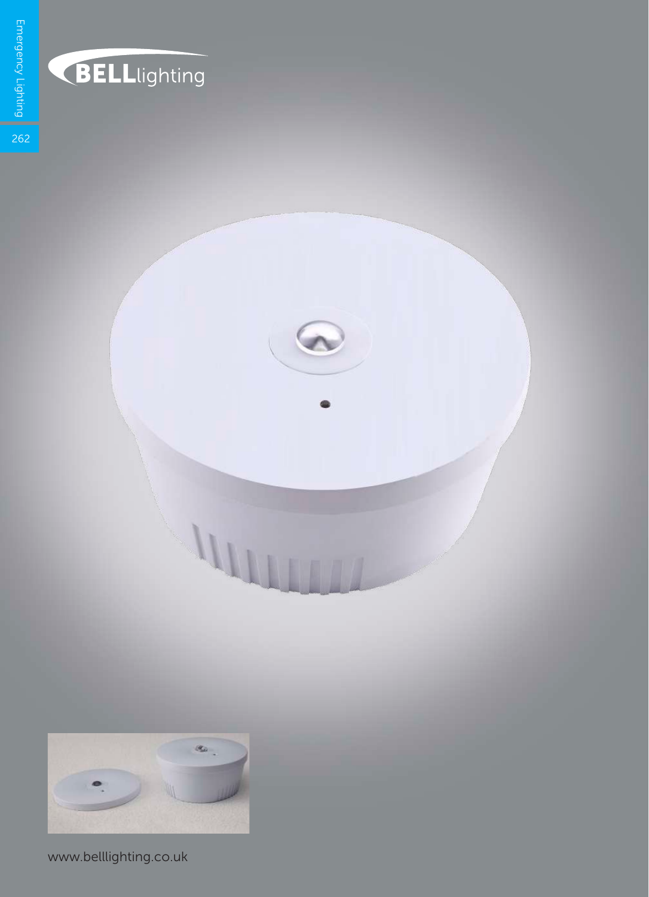BELLlighting

www.belllighting.co.uk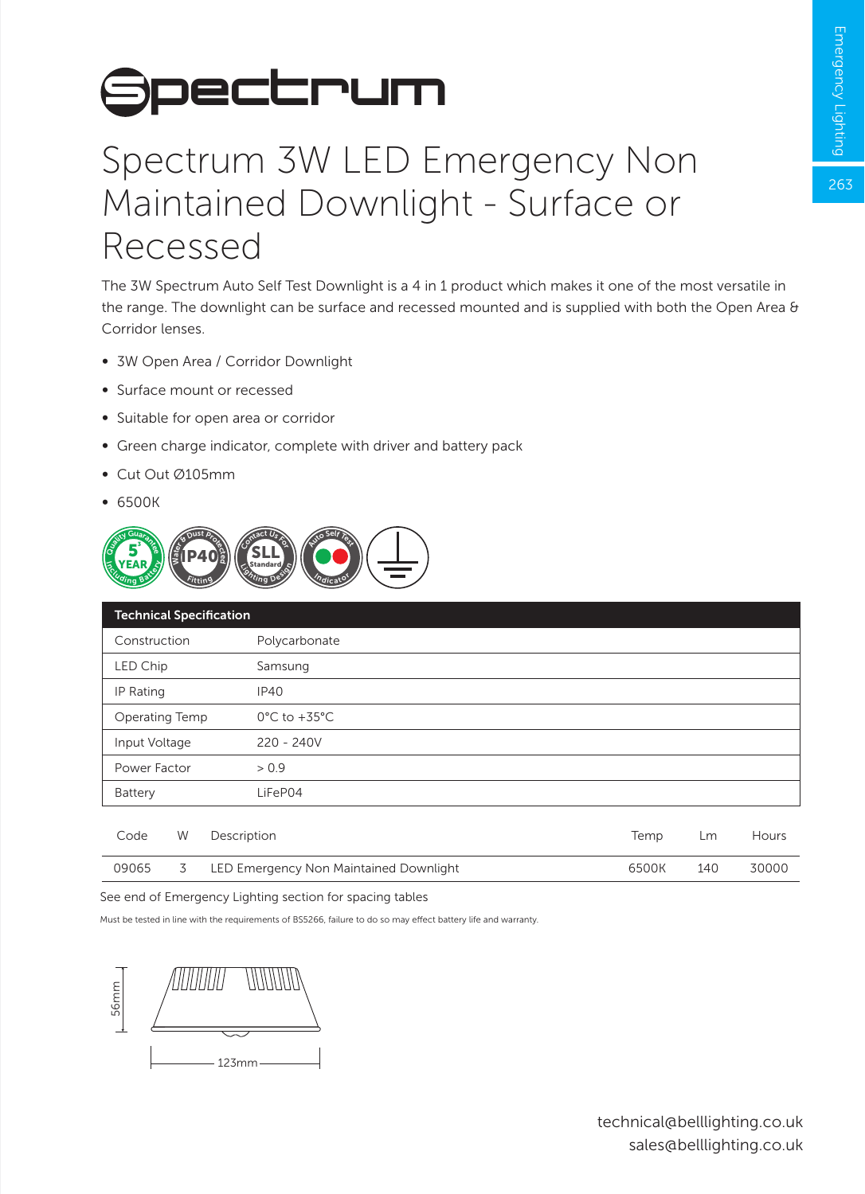# Spectrum

# Spectrum 3W LED Emergency Non Maintained Downlight - Surface or Recessed

The 3W Spectrum Auto Self Test Downlight is a 4 in 1 product which makes it one of the most versatile in the range. The downlight can be surface and recessed mounted and is supplied with both the Open Area & Corridor lenses.

- 3W Open Area / Corridor Downlight
- Surface mount or recessed
- Suitable for open area or corridor
- Green charge indicator, complete with driver and battery pack
- Cut Out Ø105mm
- 6500K

| Technical Specification | |
|---|---|
| Construction | Polycarbonate |
| LED Chip | Samsung |
| IP Rating | IP40 |
| Operating Temp | 0°C to +35°C |
| Input Voltage | 220 - 240V |
| Power Factor | > 0.9 |
| Battery | LiFeP04 |

| Code | W | Description | Temp | Lm | Hours |
|---|---|---|---|---|---|
| 09065 | 3 | LED Emergency Non Maintained Downlight | 6500K | 140 | 30000 |

See end of Emergency Lighting section for spacing tables

Must be tested in line with the requirements of BS5266, failure to do so may effect battery life and warranty.

56mm

123mm

technical@belllighting.co.uk
sales@belllighting.co.uk